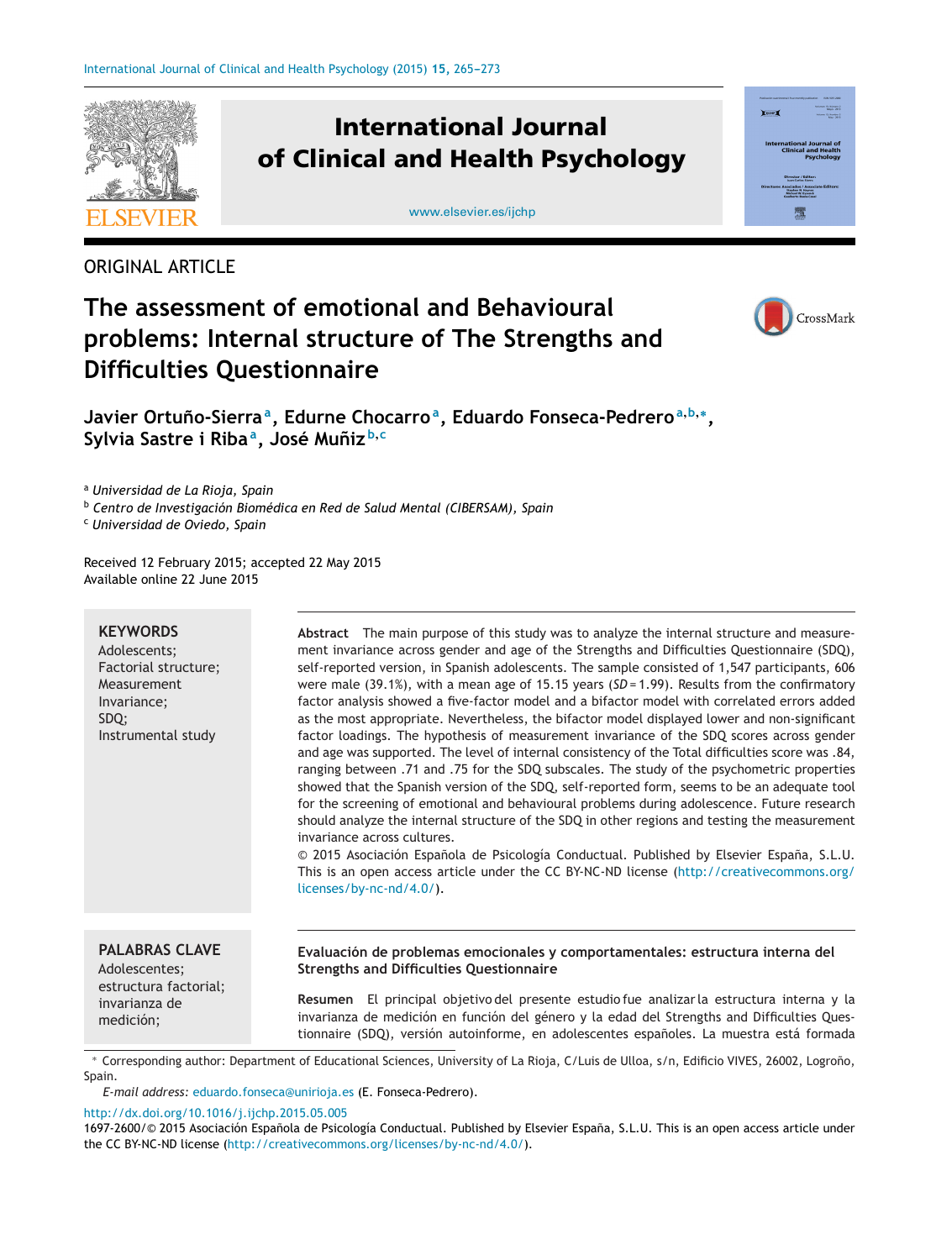ORIGINAL ARTICLE

# The assessment of emotional and Behavioural problems: Internal structure of The Strengths and Difficulties Questionnaire

**Javier Ortuño-Sierra**[a], **Edurne Chocarro**[a], **Eduardo Fonseca-Pedrero**[a,b,*], **Sylvia Sastre i Riba**[a], **José Muñiz**[b,c]

[a] *Universidad de La Rioja, Spain*
[b] *Centro de Investigación Biomédica en Red de Salud Mental (CIBERSAM), Spain*
[c] *Universidad de Oviedo, Spain*

Received 12 February 2015; accepted 22 May 2015
Available online 22 June 2015

**KEYWORDS**
Adolescents;
Factorial structure;
Measurement Invariance;
SDQ;
Instrumental study

**Abstract** The main purpose of this study was to analyze the internal structure and measurement invariance across gender and age of the Strengths and Difficulties Questionnaire (SDQ), self-reported version, in Spanish adolescents. The sample consisted of 1,547 participants, 606 were male (39.1%), with a mean age of 15.15 years (*SD* = 1.99). Results from the confirmatory factor analysis showed a five-factor model and a bifactor model with correlated errors added as the most appropriate. Nevertheless, the bifactor model displayed lower and non-significant factor loadings. The hypothesis of measurement invariance of the SDQ scores across gender and age was supported. The level of internal consistency of the Total difficulties score was .84, ranging between .71 and .75 for the SDQ subscales. The study of the psychometric properties showed that the Spanish version of the SDQ, self-reported form, seems to be an adequate tool for the screening of emotional and behavioural problems during adolescence. Future research should analyze the internal structure of the SDQ in other regions and testing the measurement invariance across cultures.
© 2015 Asociación Española de Psicología Conductual. Published by Elsevier España, S.L.U. This is an open access article under the CC BY-NC-ND license (http://creativecommons.org/licenses/by-nc-nd/4.0/).

**PALABRAS CLAVE**
Adolescentes;
estructura factorial;
invarianza de medición;

**Evaluación de problemas emocionales y comportamentales: estructura interna del Strengths and Difficulties Questionnaire**

**Resumen** El principal objetivo del presente estudio fue analizar la estructura interna y la invarianza de medición en función del género y la edad del Strengths and Difficulties Questionnaire (SDQ), versión autoinforme, en adolescentes españoles. La muestra está formada

* Corresponding author: Department of Educational Sciences, University of La Rioja, C/Luis de Ulloa, s/n, Edificio VIVES, 26002, Logroño, Spain.
*E-mail address:* eduardo.fonseca@unirioja.es (E. Fonseca-Pedrero).

http://dx.doi.org/10.1016/j.ijchp.2015.05.005
1697-2600/© 2015 Asociación Española de Psicología Conductual. Published by Elsevier España, S.L.U. This is an open access article under the CC BY-NC-ND license (http://creativecommons.org/licenses/by-nc-nd/4.0/).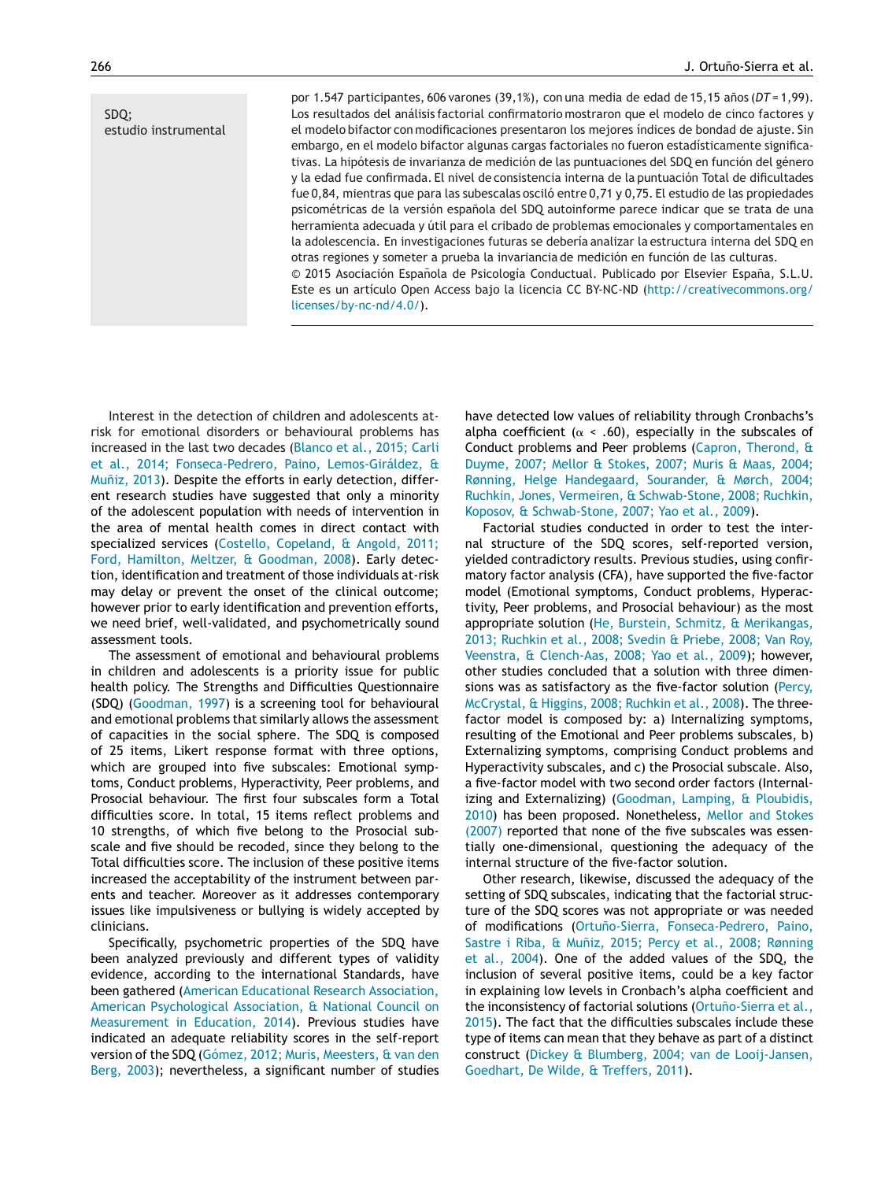SDQ; estudio instrumental

por 1.547 participantes, 606 varones (39,1%), con una media de edad de 15,15 años (*DT* = 1,99). Los resultados del análisis factorial confirmatorio mostraron que el modelo de cinco factores y el modelo bifactor con modificaciones presentaron los mejores índices de bondad de ajuste. Sin embargo, en el modelo bifactor algunas cargas factoriales no fueron estadísticamente significativas. La hipótesis de invarianza de medición de las puntuaciones del SDQ en función del género y la edad fue confirmada. El nivel de consistencia interna de la puntuación Total de dificultades fue 0,84, mientras que para las subescalas osciló entre 0,71 y 0,75. El estudio de las propiedades psicométricas de la versión española del SDQ autoinforme parece indicar que se trata de una herramienta adecuada y útil para el cribado de problemas emocionales y comportamentales en la adolescencia. En investigaciones futuras se debería analizar la estructura interna del SDQ en otras regiones y someter a prueba la invariancia de medición en función de las culturas.
© 2015 Asociación Española de Psicología Conductual. Publicado por Elsevier España, S.L.U. Este es un artículo Open Access bajo la licencia CC BY-NC-ND (http://creativecommons.org/licenses/by-nc-nd/4.0/).

Interest in the detection of children and adolescents at-risk for emotional disorders or behavioural problems has increased in the last two decades (Blanco et al., 2015; Carli et al., 2014; Fonseca-Pedrero, Paino, Lemos-Giráldez, & Muñiz, 2013). Despite the efforts in early detection, different research studies have suggested that only a minority of the adolescent population with needs of intervention in the area of mental health comes in direct contact with specialized services (Costello, Copeland, & Angold, 2011; Ford, Hamilton, Meltzer, & Goodman, 2008). Early detection, identification and treatment of those individuals at-risk may delay or prevent the onset of the clinical outcome; however prior to early identification and prevention efforts, we need brief, well-validated, and psychometrically sound assessment tools.

The assessment of emotional and behavioural problems in children and adolescents is a priority issue for public health policy. The Strengths and Difficulties Questionnaire (SDQ) (Goodman, 1997) is a screening tool for behavioural and emotional problems that similarly allows the assessment of capacities in the social sphere. The SDQ is composed of 25 items, Likert response format with three options, which are grouped into five subscales: Emotional symptoms, Conduct problems, Hyperactivity, Peer problems, and Prosocial behaviour. The first four subscales form a Total difficulties score. In total, 15 items reflect problems and 10 strengths, of which five belong to the Prosocial subscale and five should be recoded, since they belong to the Total difficulties score. The inclusion of these positive items increased the acceptability of the instrument between parents and teacher. Moreover as it addresses contemporary issues like impulsiveness or bullying is widely accepted by clinicians.

Specifically, psychometric properties of the SDQ have been analyzed previously and different types of validity evidence, according to the international Standards, have been gathered (American Educational Research Association, American Psychological Association, & National Council on Measurement in Education, 2014). Previous studies have indicated an adequate reliability scores in the self-report version of the SDQ (Gómez, 2012; Muris, Meesters, & van den Berg, 2003); nevertheless, a significant number of studies have detected low values of reliability through Cronbachs's alpha coefficient ($\alpha$ < .60), especially in the subscales of Conduct problems and Peer problems (Capron, Therond, & Duyme, 2007; Mellor & Stokes, 2007; Muris & Maas, 2004; Rønning, Helge Handegaard, Sourander, & Mørch, 2004; Ruchkin, Jones, Vermeiren, & Schwab-Stone, 2008; Ruchkin, Koposov, & Schwab-Stone, 2007; Yao et al., 2009).

Factorial studies conducted in order to test the internal structure of the SDQ scores, self-reported version, yielded contradictory results. Previous studies, using confirmatory factor analysis (CFA), have supported the five-factor model (Emotional symptoms, Conduct problems, Hyperactivity, Peer problems, and Prosocial behaviour) as the most appropriate solution (He, Burstein, Schmitz, & Merikangas, 2013; Ruchkin et al., 2008; Svedin & Priebe, 2008; Van Roy, Veenstra, & Clench-Aas, 2008; Yao et al., 2009); however, other studies concluded that a solution with three dimensions was as satisfactory as the five-factor solution (Percy, McCrystal, & Higgins, 2008; Ruchkin et al., 2008). The three-factor model is composed by: a) Internalizing symptoms, resulting of the Emotional and Peer problems subscales, b) Externalizing symptoms, comprising Conduct problems and Hyperactivity subscales, and c) the Prosocial subscale. Also, a five-factor model with two second order factors (Internalizing and Externalizing) (Goodman, Lamping, & Ploubidis, 2010) has been proposed. Nonetheless, Mellor and Stokes (2007) reported that none of the five subscales was essentially one-dimensional, questioning the adequacy of the internal structure of the five-factor solution.

Other research, likewise, discussed the adequacy of the setting of SDQ subscales, indicating that the factorial structure of the SDQ scores was not appropriate or was needed of modifications (Ortuño-Sierra, Fonseca-Pedrero, Paino, Sastre i Riba, & Muñiz, 2015; Percy et al., 2008; Rønning et al., 2004). One of the added values of the SDQ, the inclusion of several positive items, could be a key factor in explaining low levels in Cronbach's alpha coefficient and the inconsistency of factorial solutions (Ortuño-Sierra et al., 2015). The fact that the difficulties subscales include these type of items can mean that they behave as part of a distinct construct (Dickey & Blumberg, 2004; van de Looij-Jansen, Goedhart, De Wilde, & Treffers, 2011).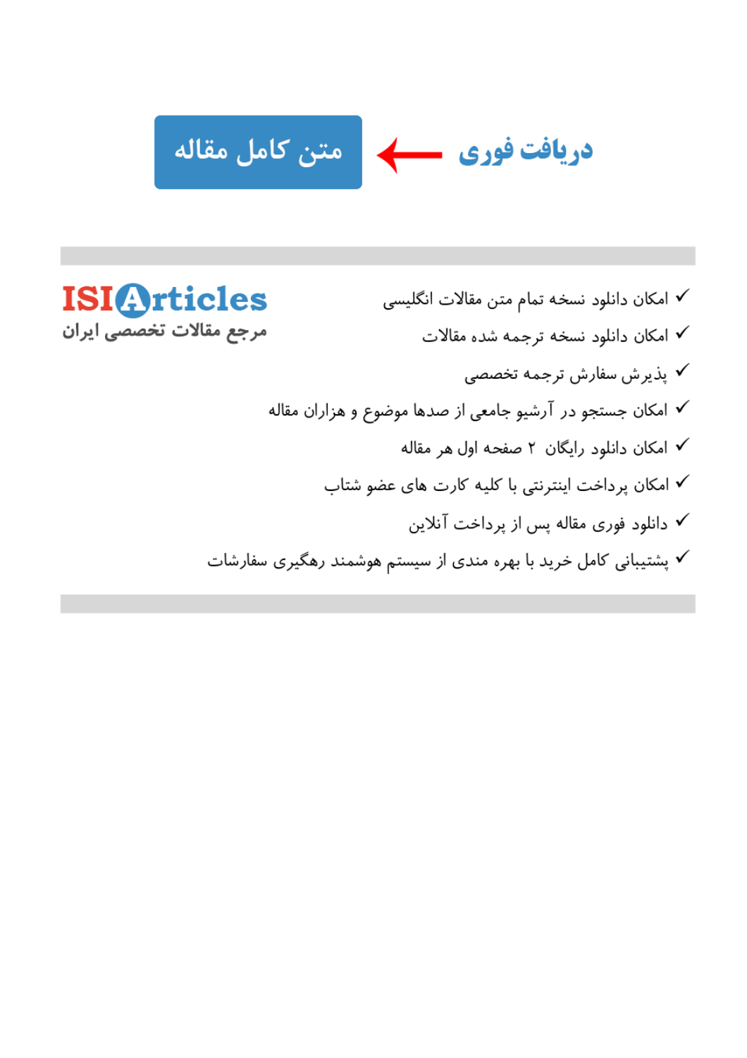متن کامل مقاله ⟵ دریافت فوری

ISIArticles
مرجع مقالات تخصصی ایران

- ✓ امکان دانلود نسخه تمام متن مقالات انگلیسی
- ✓ امکان دانلود نسخه ترجمه شده مقالات
- ✓ پذیرش سفارش ترجمه تخصصی
- ✓ امکان جستجو در آرشیو جامعی از صدها موضوع و هزاران مقاله
- ✓ امکان دانلود رایگان ۲ صفحه اول هر مقاله
- ✓ امکان پرداخت اینترنتی با کلیه کارت های عضو شتاب
- ✓ دانلود فوری مقاله پس از پرداخت آنلاین
- ✓ پشتیبانی کامل خرید با بهره مندی از سیستم هوشمند رهگیری سفارشات